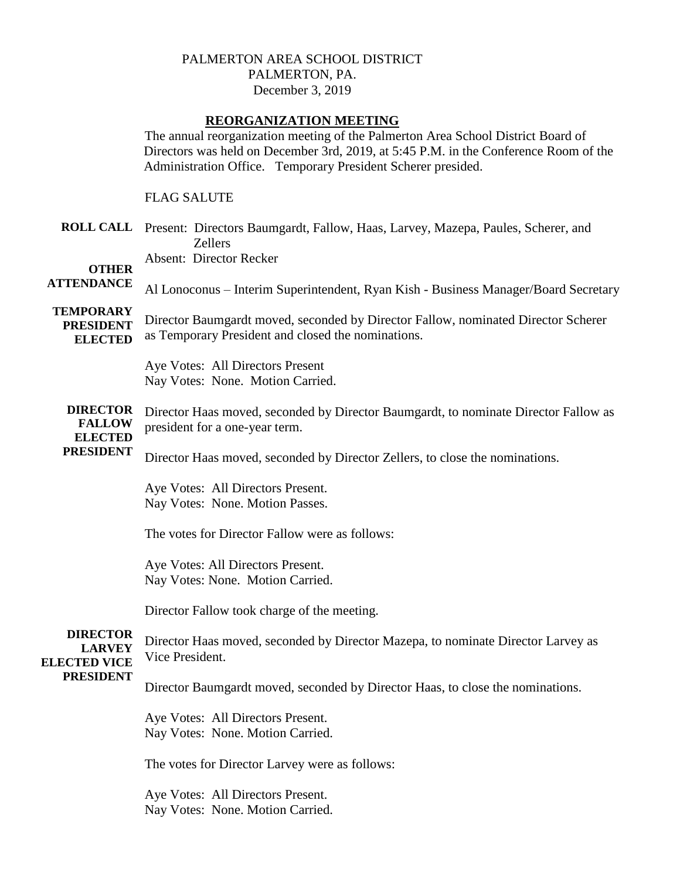PALMERTON AREA SCHOOL DISTRICT
PALMERTON, PA.
December 3, 2019

## REORGANIZATION MEETING

The annual reorganization meeting of the Palmerton Area School District Board of Directors was held on December 3rd, 2019, at 5:45 P.M. in the Conference Room of the Administration Office. Temporary President Scherer presided.

FLAG SALUTE

**ROLL CALL**

Present: Directors Baumgardt, Fallow, Haas, Larvey, Mazepa, Paules, Scherer, and Zellers
Absent: Director Recker

**OTHER ATTENDANCE**

Al Lonoconus – Interim Superintendent, Ryan Kish - Business Manager/Board Secretary

**TEMPORARY PRESIDENT ELECTED**

Director Baumgardt moved, seconded by Director Fallow, nominated Director Scherer as Temporary President and closed the nominations.

Aye Votes: All Directors Present
Nay Votes: None. Motion Carried.

**DIRECTOR FALLOW ELECTED PRESIDENT**

Director Haas moved, seconded by Director Baumgardt, to nominate Director Fallow as president for a one-year term.

Director Haas moved, seconded by Director Zellers, to close the nominations.

Aye Votes: All Directors Present.
Nay Votes: None. Motion Passes.

The votes for Director Fallow were as follows:

Aye Votes: All Directors Present.
Nay Votes: None. Motion Carried.

Director Fallow took charge of the meeting.

**DIRECTOR LARVEY ELECTED VICE PRESIDENT**

Director Haas moved, seconded by Director Mazepa, to nominate Director Larvey as Vice President.

Director Baumgardt moved, seconded by Director Haas, to close the nominations.

Aye Votes: All Directors Present.
Nay Votes: None. Motion Carried.

The votes for Director Larvey were as follows:

Aye Votes: All Directors Present.
Nay Votes: None. Motion Carried.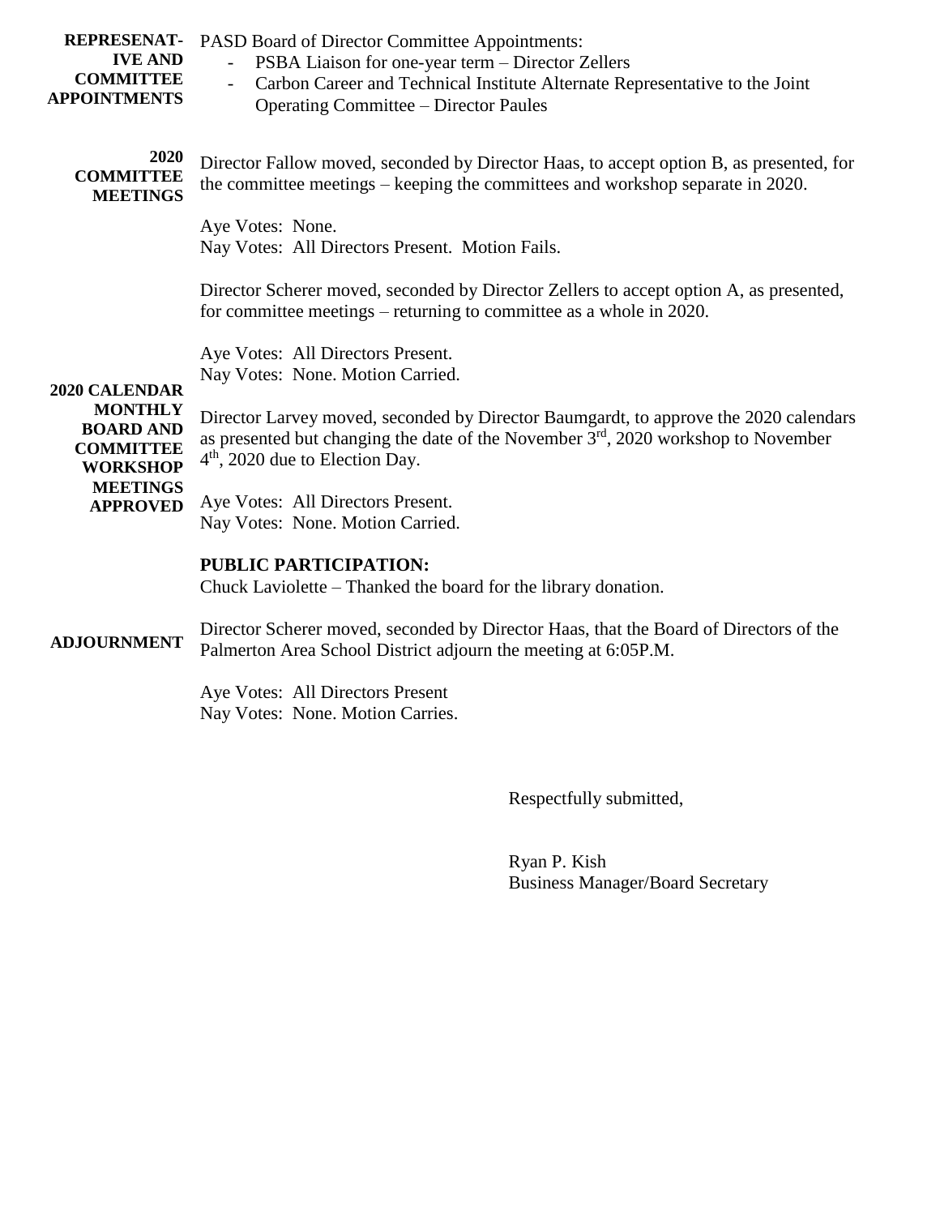**REPRESENTATIVE AND COMMITTEE APPOINTMENTS**

PASD Board of Director Committee Appointments:

- PSBA Liaison for one-year term – Director Zellers
- Carbon Career and Technical Institute Alternate Representative to the Joint Operating Committee – Director Paules

**2020 COMMITTEE MEETINGS**

Director Fallow moved, seconded by Director Haas, to accept option B, as presented, for the committee meetings – keeping the committees and workshop separate in 2020.

Aye Votes: None.
Nay Votes: All Directors Present. Motion Fails.

Director Scherer moved, seconded by Director Zellers to accept option A, as presented, for committee meetings – returning to committee as a whole in 2020.

Aye Votes: All Directors Present.
Nay Votes: None. Motion Carried.

**2020 CALENDAR MONTHLY BOARD AND COMMITTEE WORKSHOP MEETINGS APPROVED**

Director Larvey moved, seconded by Director Baumgardt, to approve the 2020 calendars as presented but changing the date of the November 3rd, 2020 workshop to November 4th, 2020 due to Election Day.

Aye Votes: All Directors Present.
Nay Votes: None. Motion Carried.

**PUBLIC PARTICIPATION:**

Chuck Laviolette – Thanked the board for the library donation.

**ADJOURNMENT**

Director Scherer moved, seconded by Director Haas, that the Board of Directors of the Palmerton Area School District adjourn the meeting at 6:05P.M.

Aye Votes: All Directors Present
Nay Votes: None. Motion Carries.

Respectfully submitted,

Ryan P. Kish
Business Manager/Board Secretary